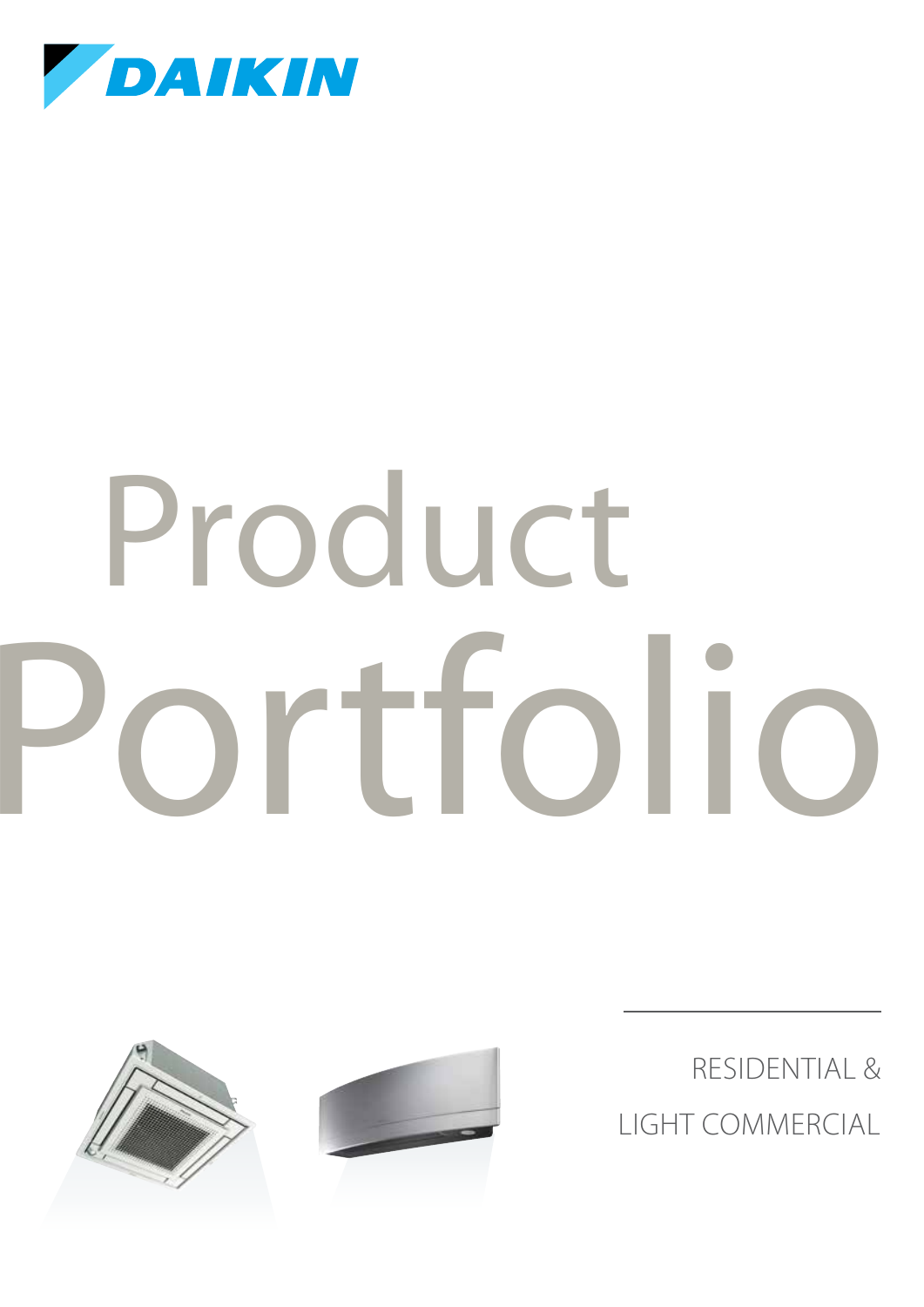DAIKIN

# Product Portfolio

RESIDENTIAL &

LIGHT COMMERCIAL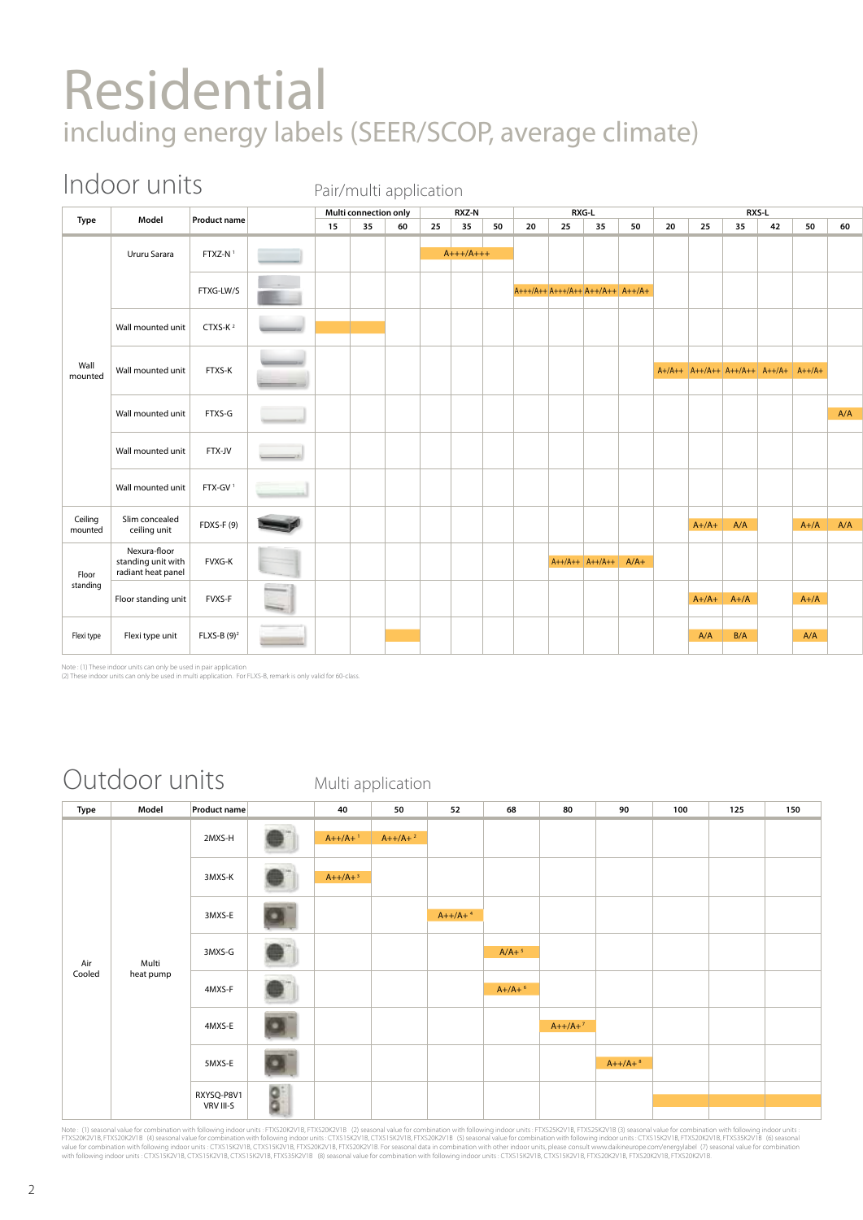# Residential

## including energy labels (SEER/SCOP, average climate)

## Indoor units

### Pair/multi application

| Type | Model | Product name | Multi connection only | | | RXZ-N | | | RXG-L | | | | RXS-L | | | | | |
|---|---|---|---|---|---|---|---|---|---|---|---|---|---|---|---|---|---|---|
| | | | 15 | 35 | 60 | 25 | 35 | 50 | 20 | 25 | 35 | 50 | 20 | 25 | 35 | 42 | 50 | 60 |
| Wall mounted | Ururu Sarara | FTXZ-N [1] | | | | | A+++/A+++ | | | | | | | | | | | |
| | | FTXG-LW/S | | | | | | | A+++/A++ | A+++/A++ | A++/A++ | A++/A+ | | | | | | |
| | Wall mounted unit | CTXS-K [2] | ■ | ■ | | | | | | | | | | | | | | |
| | Wall mounted unit | FTXS-K | | | | | | | | | | | A+/A++ | A++/A++ | A++/A++ | A++/A+ | A++/A+ | |
| | Wall mounted unit | FTXS-G | | | | | | | | | | | | | | | | A/A |
| | Wall mounted unit | FTX-JV | | | | | | | | | | | | | | | | |
| | Wall mounted unit | FTX-GV [1] | | | | | | | | | | | | | | | | |
| Ceiling mounted | Slim concealed ceiling unit | FDXS-F (9) | | | | | | | | | | | | A+/A+ | A/A | | A+/A | A/A |
| Floor standing | Nexura-floor standing unit with radiant heat panel | FVXG-K | | | | | | | | A++/A++ | A++/A++ | A/A+ | | | | | | |
| | Floor standing unit | FVXS-F | | | | | | | | | | | | A+/A+ | A+/A | | A+/A | |
| Flexi type | Flexi type unit | FLXS-B (9)[2] | | | ■ | | | | | | | | | A/A | B/A | | A/A | |

Note : (1) These indoor units can only be used in pair application
(2) These indoor units can only be used in multi application. For FLXS-B, remark is only valid for 60-class.

## Outdoor units

### Multi application

| Type | Model | Product name | 40 | 50 | 52 | 68 | 80 | 90 | 100 | 125 | 150 |
|---|---|---|---|---|---|---|---|---|---|---|---|
| Air Cooled | Multi heat pump | 2MXS-H | A++/A+ [1] | A++/A+ [2] | | | | | | | |
| | | 3MXS-K | A++/A+ [3] | | | | | | | | |
| | | 3MXS-E | | | A++/A+ [4] | | | | | | |
| | | 3MXS-G | | | | A/A+ [5] | | | | | |
| | | 4MXS-F | | | | A+/A+ [6] | | | | | |
| | | 4MXS-E | | | | | A++/A+ [7] | | | | |
| | | 5MXS-E | | | | | | A++/A+ [8] | | | |
| | | RXYSQ-P8V1 VRV III-S | | | | | | | ■ | ■ | ■ |

Note : (1) seasonal value for combination with following indoor units : FTXS20K2V1B, FTXS20K2V1B (2) seasonal value for combination with following indoor units : FTXS25K2V1B, FTXS25K2V1B (3) seasonal value for combination with following indoor units : FTXS20K2V1B, FTXS20K2V1B (4) seasonal value for combination with following indoor units : CTXS15K2V1B, CTXS15K2V1B, FTXS20K2V1B (5) seasonal value for combination with following indoor units : CTXS15K2V1B, FTXS20K2V1B, FTXS35K2V1B (6) seasonal value for combination with following indoor units : CTXS15K2V1B, CTXS15K2V1B, FTXS20K2V1B, FTXS20K2V1B. For seasonal data in combination with other indoor units, please consult www.daikineurope.com/energylabel (7) seasonal value for combination with following indoor units : CTXS15K2V1B, CTXS15K2V1B, CTXS15K2V1B, FTXS35K2V1B (8) seasonal value for combination with following indoor units : CTXS15K2V1B, CTXS15K2V1B, FTXS20K2V1B, FTXS20K2V1B, FTXS20K2V1B.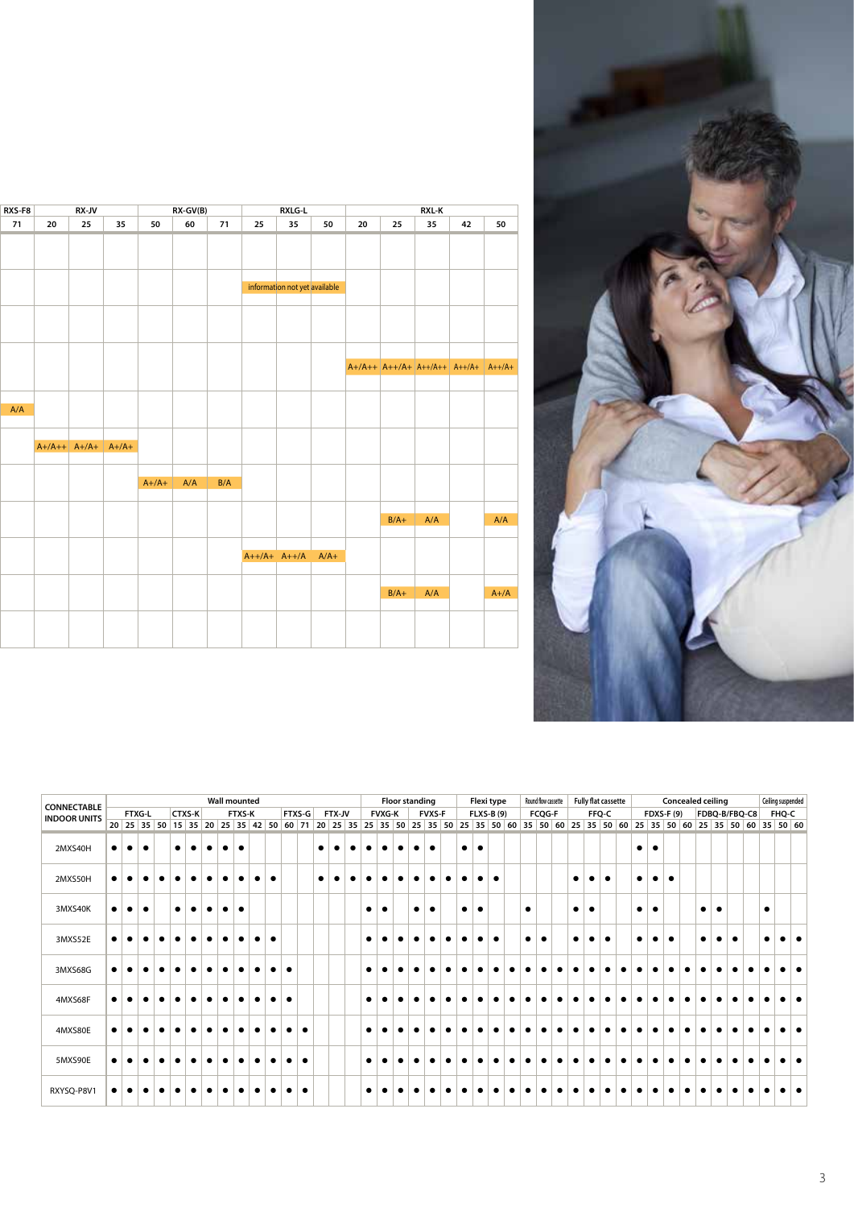| RXS-F8 | RX-JV | | | RX-GV(B) | | | RXLG-L | | | RXL-K | | | | |
|---|---|---|---|---|---|---|---|---|---|---|---|---|---|---|
| 71 | 20 | 25 | 35 | 50 | 60 | 71 | 25 | 35 | 50 | 20 | 25 | 35 | 42 | 50 |
| | | | | | | | | | | | | | | |
| | | | | | | | information not yet available | | | | | | | |
| | | | | | | | | | | | | | | |
| | | | | | | | | | | A+/A++ | A++/A+ | A++/A++ | A++/A+ | A++/A+ |
| A/A | | | | | | | | | | | | | | |
| | A+/A++ | A+/A+ | A+/A+ | | | | | | | | | | | |
| | | | | A+/A+ | A/A | B/A | | | | | | | | |
| | | | | | | | | | | | B/A+ | A/A | | A/A |
| | | | | | | | A++/A+ | A++/A | A/A+ | | | | | |
| | | | | | | | | | | | B/A+ | A/A | | A+/A |
| | | | | | | | | | | | | | | |

| CONNECTABLE INDOOR UNITS | Wall mounted | | | | | | | | | | | | | | | | Floor standing | | | | | | Flexi type | | | | Round flow cassette | | | Fully flat cassette | | | | Concealed ceiling | | | | | | | | Ceiling suspended | | |
|---|---|---|---|---|---|---|---|---|---|---|---|---|---|---|---|---|---|---|---|---|---|---|---|---|---|---|---|---|---|---|---|---|---|---|---|---|---|---|---|---|---|---|---|---|
| | FTXG-L | | | | CTXS-K | | FTXS-K | | | | | FTXS-G | | FTX-JV | | | FVXG-K | | | FVXS-F | | | FLXS-B (9) | | | | FCQG-F | | | FFQ-C | | | | FDXS-F (9) | | | | FDBQ-B/FBQ-C8 | | | | FHQ-C | | |
| | 20 | 25 | 35 | 50 | 15 | 35 | 20 | 25 | 35 | 42 | 50 | 60 | 71 | 20 | 25 | 35 | 25 | 35 | 50 | 25 | 35 | 50 | 25 | 35 | 50 | 60 | 35 | 50 | 60 | 25 | 35 | 50 | 60 | 25 | 35 | 50 | 60 | 25 | 35 | 50 | 60 | 35 | 50 | 60 |
| 2MXS40H | • | • | • | | • | • | • | • | • | | | | | • | • | • | • | • | • | • | • | | • | • | | | | | | | | | | • | • | | | | | | | | | |
| 2MXS50H | • | • | • | • | • | • | • | • | • | • | • | | | • | • | • | • | • | • | • | • | • | • | • | • | | | | | • | • | • | | • | • | • | | | | | | | | |
| 3MXS40K | • | • | • | | • | • | • | • | • | | | | | | | | • | • | | • | • | | • | • | | | • | | | • | • | | | • | • | | | • | • | | | • | | |
| 3MXS52E | • | • | • | • | • | • | • | • | • | • | • | | | | | | • | • | • | • | • | • | • | • | • | | • | • | | • | • | • | | • | • | • | | • | • | • | | • | • | • |
| 3MXS68G | • | • | • | • | • | • | • | • | • | • | • | • | | | | | • | • | • | • | • | • | • | • | • | • | • | • | • | • | • | • | • | • | • | • | • | • | • | • | • | • | • | • |
| 4MXS68F | • | • | • | • | • | • | • | • | • | • | • | • | | | | | • | • | • | • | • | • | • | • | • | • | • | • | • | • | • | • | • | • | • | • | • | • | • | • | • | • | • | • |
| 4MXS80E | • | • | • | • | • | • | • | • | • | • | • | • | • | | | | • | • | • | • | • | • | • | • | • | • | • | • | • | • | • | • | • | • | • | • | • | • | • | • | • | • | • | • |
| 5MXS90E | • | • | • | • | • | • | • | • | • | • | • | • | • | | | | • | • | • | • | • | • | • | • | • | • | • | • | • | • | • | • | • | • | • | • | • | • | • | • | • | • | • | • |
| RXYSQ-P8V1 | • | • | • | • | • | • | • | • | • | • | • | • | • | | | | • | • | • | • | • | • | • | • | • | • | • | • | • | • | • | • | • | • | • | • | • | • | • | • | • | • | • | • |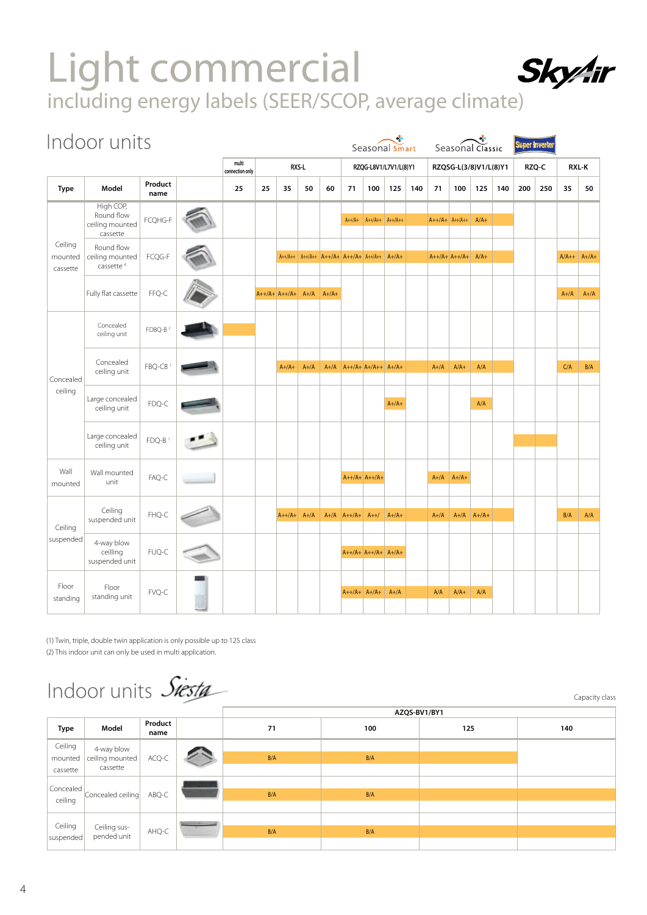# Light commercial

## including energy labels (SEER/SCOP, average climate)

SkyAir

## Indoor units

| | | | | Seasonal Smart | | | | | | | | | Seasonal Classic | | | | Super Inverter | | | |
|---|---|---|---|---|---|---|---|---|---|---|---|---|---|---|---|---|---|---|---|---|
| | | | multi connection only | RXS-L | | | | RZQG-L8V1/L7V1/L(8)Y1 | | | | | RZQSG-L(3/8)V1/L(8)Y1 | | | | RZQ-C | | RXL-K | |
| **Type** | **Model** | **Product name** | 25 | 25 | 35 | 50 | 60 | 71 | 100 | 125 | 140 | | 71 | 100 | 125 | 140 | 200 | 250 | 35 | 50 |
| Ceiling mounted cassette | High COP, Round flow ceiling mounted cassette | FCQHG-F | | | | | | A++/A+ | A++/A++ | A++/A++ | | | A++/A+ | A++/A++ | A/A+ | | | | | |
| | Round flow ceiling mounted cassette [4] | FCQG-F | | | A++/A++ | A++/A++ | A++/A+ | A++/A+ | A++/A++ | A+/A+ | | | A++/A+ | A++/A+ | A/A+ | | | | A/A++ | A+/A+ |
| | Fully flat cassette | FFQ-C | | A++/A+ | A++/A+ | A+/A | A+/A+ | | | | | | | | | | | | A+/A | A+/A |
| Concealed ceiling | Concealed ceiling unit | FDBQ-B [2] | | | | | | | | | | | | | | | | | | |
| | Concealed ceiling unit | FBQ-C8 [1] | | | A+/A+ | A+/A | A+/A | A++/A+ | A+/A++ | A+/A+ | | | A+/A | A/A+ | A/A | | | | C/A | B/A |
| | Large concealed ceiling unit | FDQ-C | | | | | | | | A+/A+ | | | | | A/A | | | | | |
| | Large concealed ceiling unit | FDQ-B [1] | | | | | | | | | | | | | | | | | | |
| Wall mounted | Wall mounted unit | FAQ-C | | | | | | A++/A+ | A++/A+ | | | | A+/A | A+/A+ | | | | | | |
| Ceiling suspended | Ceiling suspended unit | FHQ-C | | | A++/A+ | A+/A | A+/A | A++/A+ | A++/ | A+/A+ | | | A+/A | A+/A | A+/A+ | | | | B/A | A/A |
| | 4-way blow ceilling suspended unit | FUQ-C | | | | | | A++/A+ | A++/A+ | A+/A+ | | | | | | | | | | |
| Floor standing | Floor standing unit | FVQ-C | | | | | | A++/A+ | A+/A+ | A+/A | | | A/A | A/A+ | A/A | | | | | |

(1) Twin, triple, double twin application is only possible up to 125 class
(2) This indoor unit can only be used in multi application.

## Indoor units Siesta

Capacity class

| | | | AZQS-BV1/BY1 | | | |
|---|---|---|---|---|---|---|
| **Type** | **Model** | **Product name** | 71 | 100 | 125 | 140 |
| Ceiling mounted cassette | 4-way blow ceiling mounted cassette | ACQ-C | B/A | B/A | | |
| Concealed ceiling | Concealed ceiling | ABQ-C | B/A | B/A | | |
| Ceiling suspended | Ceiling sus-pended unit | AHQ-C | B/A | B/A | | |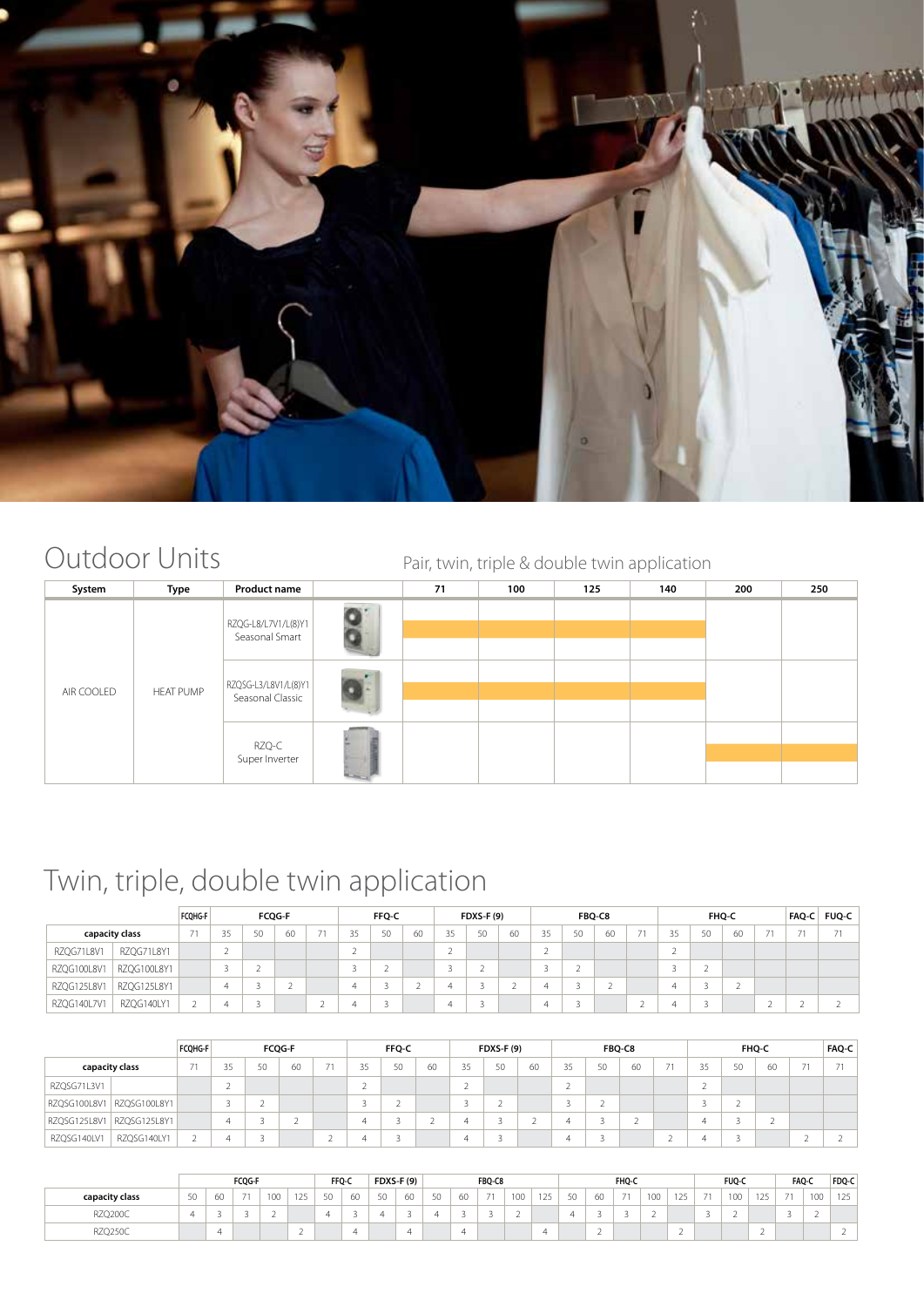# Outdoor Units

Pair, twin, triple & double twin application

| System | Type | Product name | | 71 | 100 | 125 | 140 | 200 | 250 |
|---|---|---|---|---|---|---|---|---|---|
| AIR COOLED | HEAT PUMP | RZQG-L8/L7V1/L(8)Y1 Seasonal Smart | | | | | | | |
| | | RZQSG-L3/L8V1/L(8)Y1 Seasonal Classic | | | | | | | |
| | | RZQ-C Super Inverter | | | | | | | |

# Twin, triple, double twin application

| | | FCQHG-F | FCQG-F | | | | FFQ-C | | | FDXS-F (9) | | | FBQ-C8 | | | | FHQ-C | | | | FAQ-C | FUQ-C |
|---|---|---|---|---|---|---|---|---|---|---|---|---|---|---|---|---|---|---|---|---|---|---|
| capacity class | | 71 | 35 | 50 | 60 | 71 | 35 | 50 | 60 | 35 | 50 | 60 | 35 | 50 | 60 | 71 | 35 | 50 | 60 | 71 | 71 | 71 |
| RZQG71L8V1 | RZQG71L8Y1 | | 2 | | | | 2 | | | 2 | | | 2 | | | | 2 | | | | | |
| RZQG100L8V1 | RZQG100L8Y1 | | 3 | 2 | | | 3 | 2 | | 3 | 2 | | 3 | 2 | | | 3 | 2 | | | | |
| RZQG125L8V1 | RZQG125L8Y1 | | 4 | 3 | 2 | | 4 | 3 | 2 | 4 | 3 | 2 | 4 | 3 | 2 | | 4 | 3 | 2 | | | |
| RZQG140L7V1 | RZQG140LY1 | 2 | 4 | 3 | | 2 | 4 | 3 | | 4 | 3 | | 4 | 3 | | 2 | 4 | 3 | | 2 | 2 | 2 |

| | | FCQHG-F | FCQG-F | | | | FFQ-C | | | FDXS-F (9) | | | FBQ-C8 | | | | FHQ-C | | | | FAQ-C |
|---|---|---|---|---|---|---|---|---|---|---|---|---|---|---|---|---|---|---|---|---|---|
| capacity class | | 71 | 35 | 50 | 60 | 71 | 35 | 50 | 60 | 35 | 50 | 60 | 35 | 50 | 60 | 71 | 35 | 50 | 60 | 71 | 71 |
| RZQSG71L3V1 | | | 2 | | | | 2 | | | 2 | | | 2 | | | | 2 | | | | |
| RZQSG100L8V1 | RZQSG100L8Y1 | | 3 | 2 | | | 3 | 2 | | 3 | 2 | | 3 | 2 | | | 3 | 2 | | | |
| RZQSG125L8V1 | RZQSG125L8Y1 | | 4 | 3 | 2 | | 4 | 3 | 2 | 4 | 3 | 2 | 4 | 3 | 2 | | 4 | 3 | 2 | | |
| RZQSG140LV1 | RZQSG140LY1 | 2 | 4 | 3 | | 2 | 4 | 3 | | 4 | 3 | | 4 | 3 | | 2 | 4 | 3 | | 2 | 2 |

| | FCQG-F | | | | | FFQ-C | | FDXS-F (9) | | FBQ-C8 | | | | | FHQ-C | | | | | FUQ-C | | | FAQ-C | | FDQ-C |
|---|---|---|---|---|---|---|---|---|---|---|---|---|---|---|---|---|---|---|---|---|---|---|---|---|---|
| capacity class | 50 | 60 | 71 | 100 | 125 | 50 | 60 | 50 | 60 | 50 | 60 | 71 | 100 | 125 | 50 | 60 | 71 | 100 | 125 | 71 | 100 | 125 | 71 | 100 | 125 |
| RZQ200C | 4 | 3 | 3 | 2 | | 4 | 3 | 4 | 3 | 4 | 3 | 3 | 2 | | 4 | 3 | 3 | 2 | | 3 | 2 | | 3 | 2 | |
| RZQ250C | | 4 | | | 2 | | 4 | | 4 | | 4 | | | 4 | | 2 | | | 2 | | | 2 | | | 2 |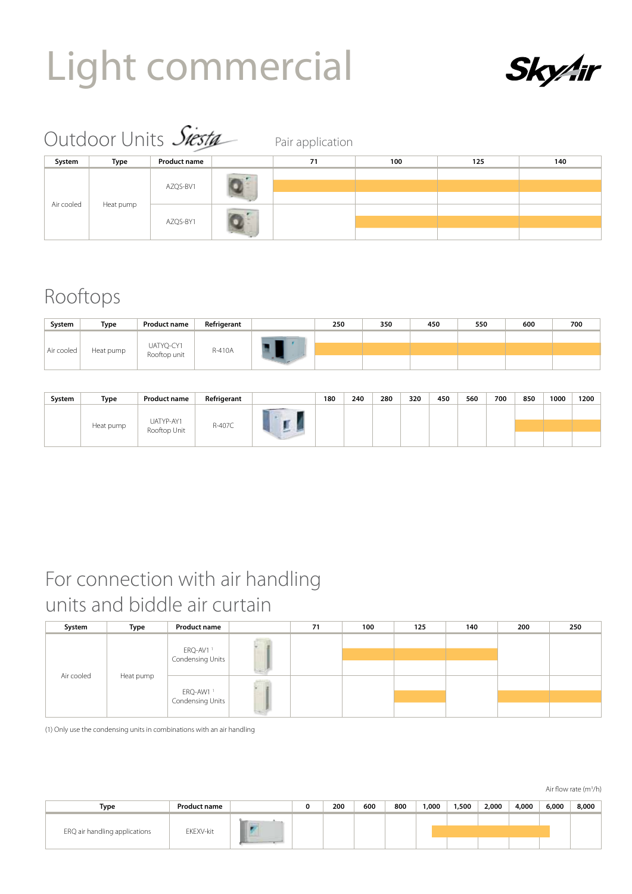# Light commercial

SkyAir

## Outdoor Units Siesta

Pair application

| System | Type | Product name | | 71 | 100 | 125 | 140 |
|---|---|---|---|---|---|---|---|
| Air cooled | Heat pump | AZQS-BV1 | | ■ | ■ | ■ | ■ |
| | | AZQS-BY1 | | | ■ | ■ | ■ |

## Rooftops

| System | Type | Product name | Refrigerant | | 250 | 350 | 450 | 550 | 600 | 700 |
|---|---|---|---|---|---|---|---|---|---|---|
| Air cooled | Heat pump | UATYQ-CY1 Rooftop unit | R-410A | | ■ | ■ | ■ | ■ | ■ | ■ |

| System | Type | Product name | Refrigerant | | 180 | 240 | 280 | 320 | 450 | 560 | 700 | 850 | 1000 | 1200 |
|---|---|---|---|---|---|---|---|---|---|---|---|---|---|---|
| | Heat pump | UATYP-AY1 Rooftop Unit | R-407C | | | | | | | | | ■ | ■ | ■ |

## For connection with air handling units and biddle air curtain

| System | Type | Product name | | 71 | 100 | 125 | 140 | 200 | 250 |
|---|---|---|---|---|---|---|---|---|---|
| Air cooled | Heat pump | ERQ-AV1 [1] Condensing Units | | | ■ | ■ | ■ | | |
| | | ERQ-AW1 [1] Condensing Units | | | | ■ | | ■ | ■ |

(1) Only use the condensing units in combinations with an air handling

Air flow rate (m³/h)

| Type | Product name | | 0 | 200 | 600 | 800 | 1,000 | 1,500 | 2,000 | 4,000 | 6,000 | 8,000 |
|---|---|---|---|---|---|---|---|---|---|---|---|---|
| ERQ air handling applications | EKEXV-kit | | | | | | ■ | ■ | ■ | ■ | ■ | |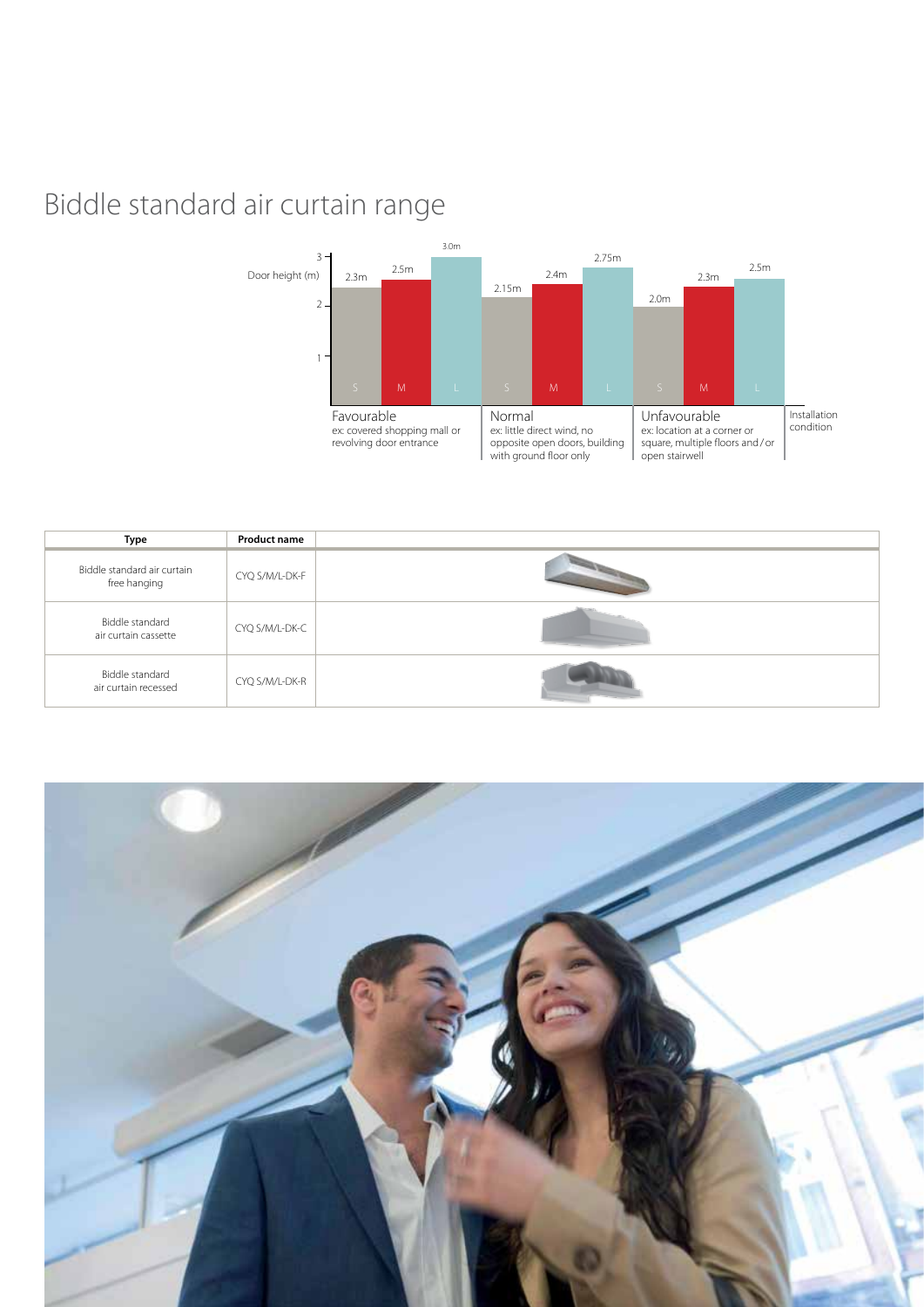# Biddle standard air curtain range

| Installation condition | S | M | L |
|---|---|---|---|
| Favourable<br>ex: covered shopping mall or revolving door entrance | 2.3m | 2.5m | 3.0m |
| Normal<br>ex: little direct wind, no opposite open doors, building with ground floor only | 2.15m | 2.4m | 2.75m |
| Unfavourable<br>ex: location at a corner or square, multiple floors and / or open stairwell | 2.0m | 2.3m | 2.5m |

Door height (m)

| Type | Product name |
|---|---|
| Biddle standard air curtain free hanging | CYQ S/M/L-DK-F |
| Biddle standard air curtain cassette | CYQ S/M/L-DK-C |
| Biddle standard air curtain recessed | CYQ S/M/L-DK-R |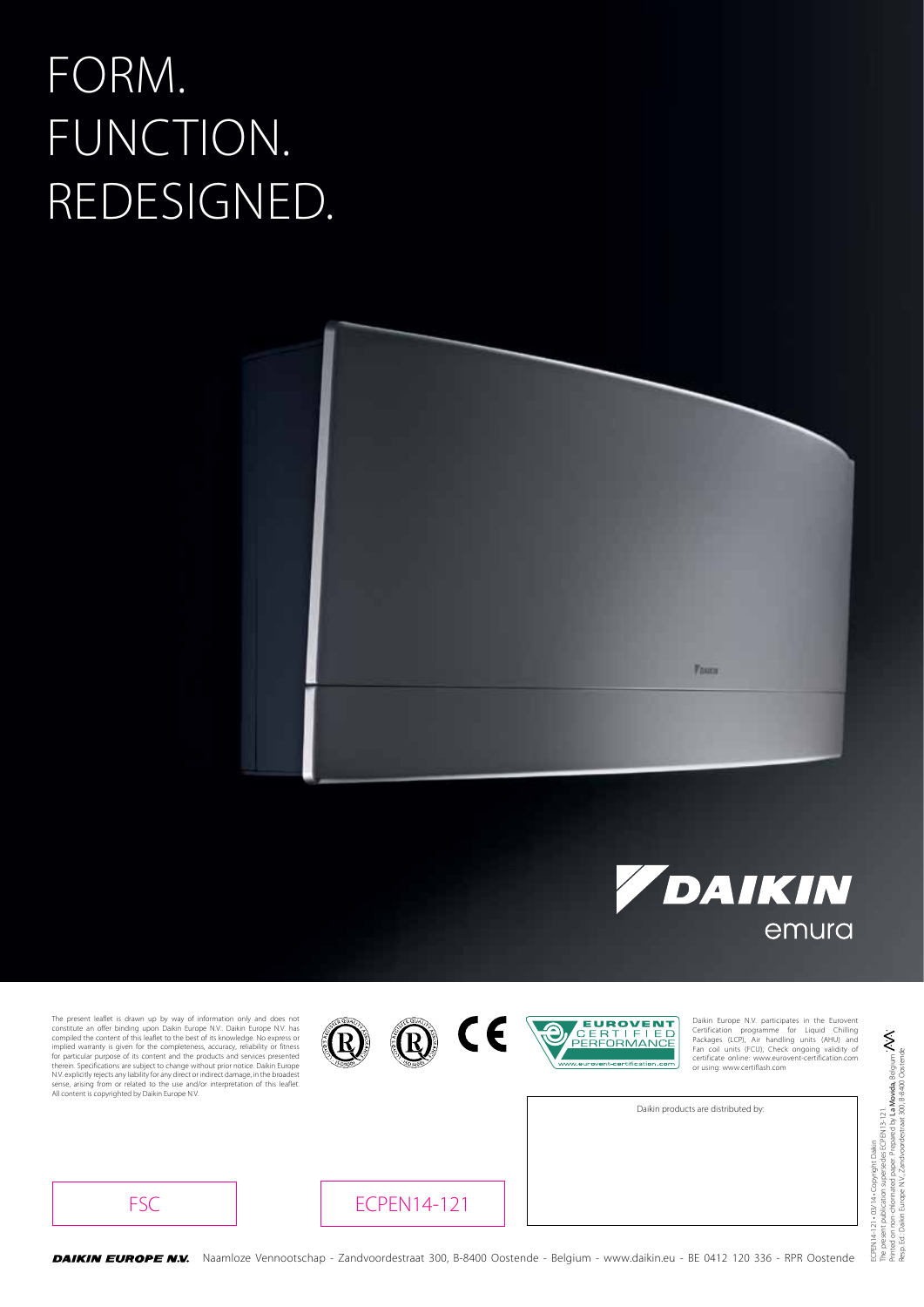# FORM.
# FUNCTION.
# REDESIGNED.

DAIKIN

emura

The present leaflet is drawn up by way of information only and does not constitute an offer binding upon Daikin Europe N.V.. Daikin Europe N.V. has compiled the content of this leaflet to the best of its knowledge. No express or implied warranty is given for the completeness, accuracy, reliability or fitness for particular purpose of its content and the products and services presented therein. Specifications are subject to change without prior notice. Daikin Europe N.V. explicitly rejects any liability for any direct or indirect damage, in the broadest sense, arising from or related to the use and/or interpretation of this leaflet. All content is copyrighted by Daikin Europe N.V.

EUROVENT CERTIFIED PERFORMANCE
www.eurovent-certification.com

Daikin Europe N.V. participates in the Eurovent Certification programme for Liquid Chilling Packages (LCP), Air handling units (AHU) and Fan coil units (FCU). Check ongoing validity of certificate online: www.eurovent-certification.com or using: www.certiflash.com

Daikin products are distributed by:

FSC

ECPEN14-121

ECPEN14-121 • 03/14 • Copyright Daikin
The present publication supersedes ECPEN13-121.
Printed on non-chlorinated paper. Prepared by La Movida, Belgium
Resp. Ed.: Daikin Europe N.V., Zandvoordestraat 300, B-8400 Oostende

**DAIKIN EUROPE N.V.** Naamloze Vennootschap - Zandvoordestraat 300, B-8400 Oostende - Belgium - www.daikin.eu - BE 0412 120 336 - RPR Oostende